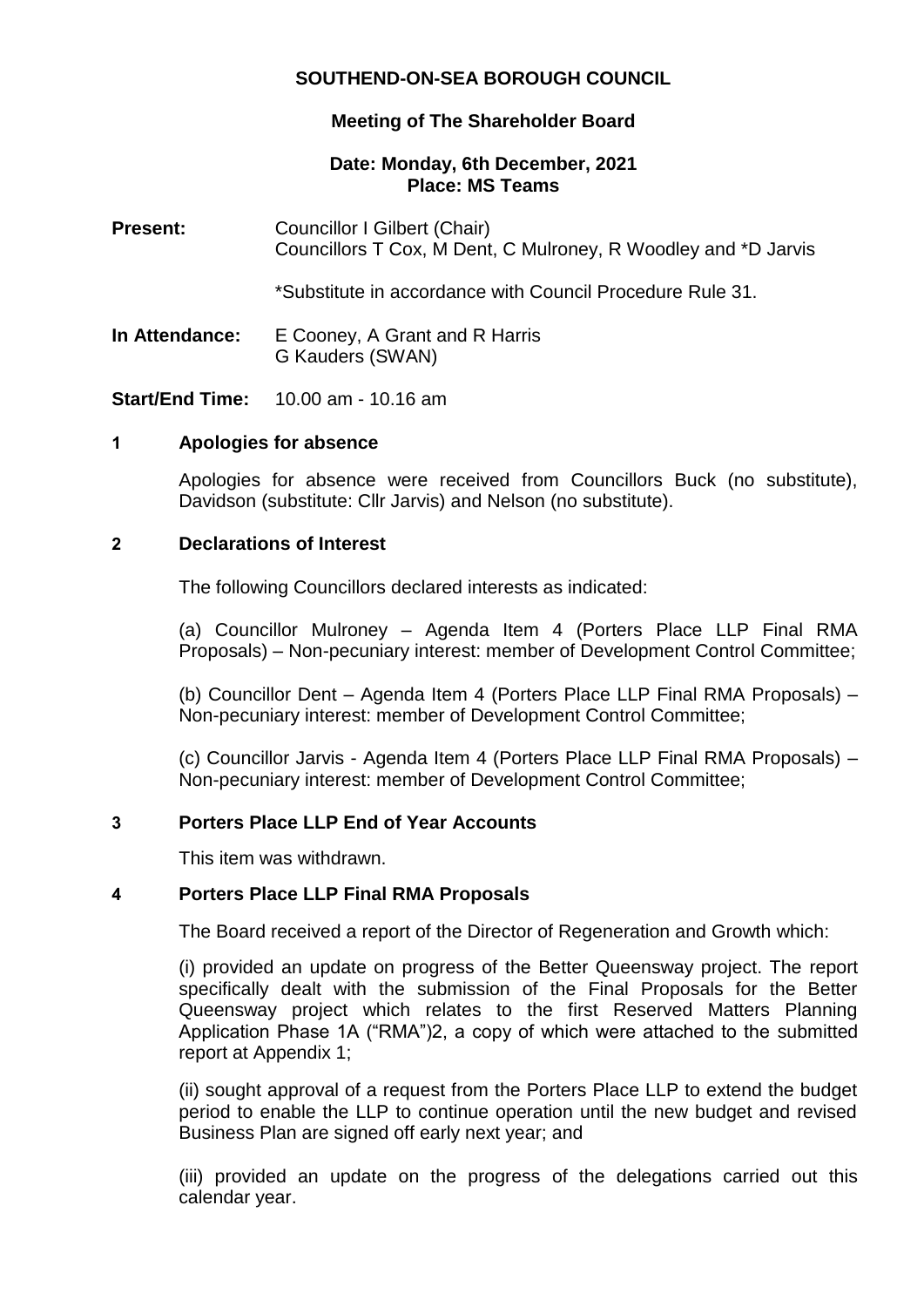# SOUTHEND-ON-SEA BOROUGH COUNCIL

## Meeting of The Shareholder Board

**Date: Monday, 6th December, 2021**
**Place: MS Teams**

**Present:** Councillor I Gilbert (Chair)
Councillors T Cox, M Dent, C Mulroney, R Woodley and *D Jarvis

*Substitute in accordance with Council Procedure Rule 31.

**In Attendance:** E Cooney, A Grant and R Harris
G Kauders (SWAN)

**Start/End Time:** 10.00 am - 10.16 am

### 1 Apologies for absence

Apologies for absence were received from Councillors Buck (no substitute), Davidson (substitute: Cllr Jarvis) and Nelson (no substitute).

### 2 Declarations of Interest

The following Councillors declared interests as indicated:

(a) Councillor Mulroney – Agenda Item 4 (Porters Place LLP Final RMA Proposals) – Non-pecuniary interest: member of Development Control Committee;

(b) Councillor Dent – Agenda Item 4 (Porters Place LLP Final RMA Proposals) – Non-pecuniary interest: member of Development Control Committee;

(c) Councillor Jarvis - Agenda Item 4 (Porters Place LLP Final RMA Proposals) – Non-pecuniary interest: member of Development Control Committee;

### 3 Porters Place LLP End of Year Accounts

This item was withdrawn.

### 4 Porters Place LLP Final RMA Proposals

The Board received a report of the Director of Regeneration and Growth which:

(i) provided an update on progress of the Better Queensway project. The report specifically dealt with the submission of the Final Proposals for the Better Queensway project which relates to the first Reserved Matters Planning Application Phase 1A ("RMA")2, a copy of which were attached to the submitted report at Appendix 1;

(ii) sought approval of a request from the Porters Place LLP to extend the budget period to enable the LLP to continue operation until the new budget and revised Business Plan are signed off early next year; and

(iii) provided an update on the progress of the delegations carried out this calendar year.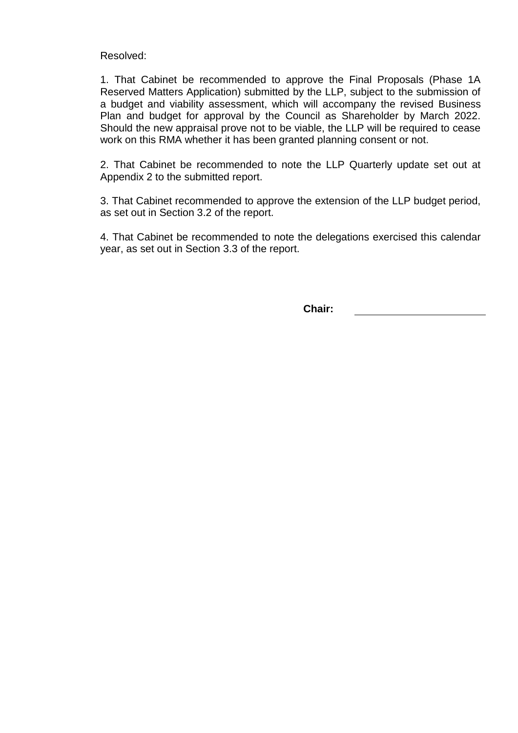Resolved:

1. That Cabinet be recommended to approve the Final Proposals (Phase 1A Reserved Matters Application) submitted by the LLP, subject to the submission of a budget and viability assessment, which will accompany the revised Business Plan and budget for approval by the Council as Shareholder by March 2022. Should the new appraisal prove not to be viable, the LLP will be required to cease work on this RMA whether it has been granted planning consent or not.

2. That Cabinet be recommended to note the LLP Quarterly update set out at Appendix 2 to the submitted report.

3. That Cabinet recommended to approve the extension of the LLP budget period, as set out in Section 3.2 of the report.

4. That Cabinet be recommended to note the delegations exercised this calendar year, as set out in Section 3.3 of the report.

**Chair:** ________________________